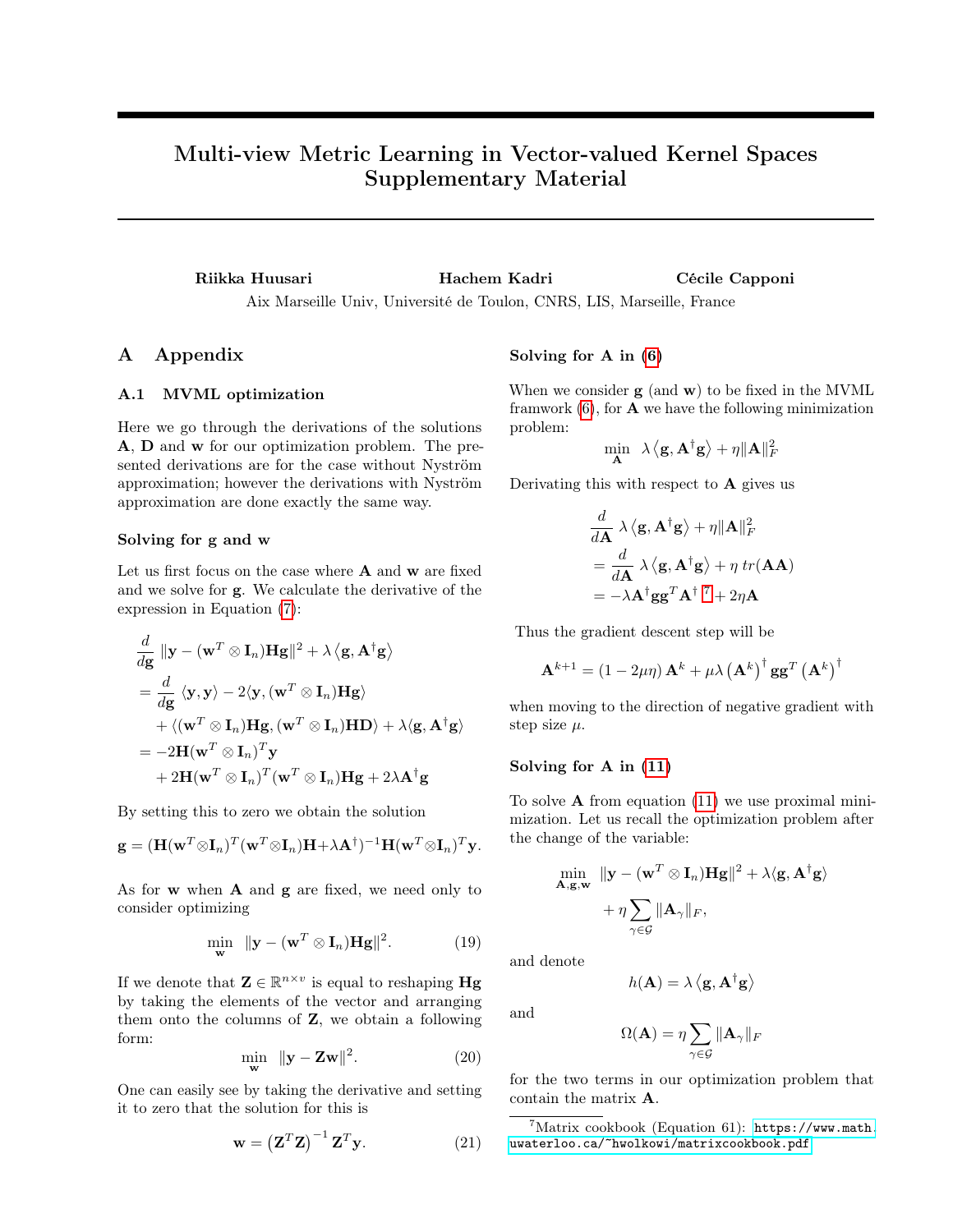# Multi-view Metric Learning in Vector-valued Kernel Spaces Supplementary Material

**Riikka Huusari** **Hachem Kadri** **Cécile Capponi**

Aix Marseille Univ, Université de Toulon, CNRS, LIS, Marseille, France

## A Appendix

### A.1 MVML optimization

Here we go through the derivations of the solutions $\mathbf{A}$, $\mathbf{D}$ and $\mathbf{w}$ for our optimization problem. The presented derivations are for the case without Nyström approximation; however the derivations with Nyström approximation are done exactly the same way.

#### Solving for g and w

Let us first focus on the case where $\mathbf{A}$ and $\mathbf{w}$ are fixed and we solve for $\mathbf{g}$. We calculate the derivative of the expression in Equation (7):

$$
\begin{aligned}
&\frac{d}{d\mathbf{g}} \ \|\mathbf{y} - (\mathbf{w}^T \otimes \mathbf{I}_n)\mathbf{H}\mathbf{g}\|^2 + \lambda \left\langle \mathbf{g}, \mathbf{A}^\dagger \mathbf{g} \right\rangle \\
&= \frac{d}{d\mathbf{g}} \ \langle \mathbf{y}, \mathbf{y} \rangle - 2\langle \mathbf{y}, (\mathbf{w}^T \otimes \mathbf{I}_n)\mathbf{H}\mathbf{g} \rangle \\
&\quad + \langle (\mathbf{w}^T \otimes \mathbf{I}_n)\mathbf{H}\mathbf{g}, (\mathbf{w}^T \otimes \mathbf{I}_n)\mathbf{H}\mathbf{D} \rangle + \lambda \langle \mathbf{g}, \mathbf{A}^\dagger \mathbf{g} \rangle \\
&= -2\mathbf{H}(\mathbf{w}^T \otimes \mathbf{I}_n)^T \mathbf{y} \\
&\quad + 2\mathbf{H}(\mathbf{w}^T \otimes \mathbf{I}_n)^T (\mathbf{w}^T \otimes \mathbf{I}_n)\mathbf{H}\mathbf{g} + 2\lambda \mathbf{A}^\dagger \mathbf{g}
\end{aligned}
$$

By setting this to zero we obtain the solution

$$
\mathbf{g} = (\mathbf{H}(\mathbf{w}^T \otimes \mathbf{I}_n)^T (\mathbf{w}^T \otimes \mathbf{I}_n)\mathbf{H} + \lambda \mathbf{A}^\dagger)^{-1} \mathbf{H}(\mathbf{w}^T \otimes \mathbf{I}_n)^T \mathbf{y}.
$$

As for $\mathbf{w}$ when $\mathbf{A}$ and $\mathbf{g}$ are fixed, we need only to consider optimizing

$$
\min_{\mathbf{w}} \ \|\mathbf{y} - (\mathbf{w}^T \otimes \mathbf{I}_n)\mathbf{H}\mathbf{g}\|^2. \tag{19}
$$

If we denote that $\mathbf{Z} \in \mathbb{R}^{n \times v}$ is equal to reshaping $\mathbf{H}\mathbf{g}$ by taking the elements of the vector and arranging them onto the columns of $\mathbf{Z}$, we obtain a following form:

$$
\min_{\mathbf{w}} \ \|\mathbf{y} - \mathbf{Z}\mathbf{w}\|^2. \tag{20}
$$

One can easily see by taking the derivative and setting it to zero that the solution for this is

$$
\mathbf{w} = \left(\mathbf{Z}^T \mathbf{Z}\right)^{-1} \mathbf{Z}^T \mathbf{y}. \tag{21}
$$

#### Solving for A in (6)

When we consider $\mathbf{g}$ (and $\mathbf{w}$) to be fixed in the MVML framwork (6), for $\mathbf{A}$ we have the following minimization problem:

$$
\min_{\mathbf{A}} \ \lambda \left\langle \mathbf{g}, \mathbf{A}^\dagger \mathbf{g} \right\rangle + \eta \|\mathbf{A}\|_F^2
$$

Derivating this with respect to $\mathbf{A}$ gives us

$$
\begin{aligned}
&\frac{d}{d\mathbf{A}} \ \lambda \left\langle \mathbf{g}, \mathbf{A}^\dagger \mathbf{g} \right\rangle + \eta \|\mathbf{A}\|_F^2 \\
&= \frac{d}{d\mathbf{A}} \ \lambda \left\langle \mathbf{g}, \mathbf{A}^\dagger \mathbf{g} \right\rangle + \eta \ tr(\mathbf{A}\mathbf{A}) \\
&= -\lambda \mathbf{A}^\dagger \mathbf{g}\mathbf{g}^T \mathbf{A}^\dagger \ [7] + 2\eta \mathbf{A}
\end{aligned}
$$

Thus the gradient descent step will be

$$
\mathbf{A}^{k+1} = (1 - 2\mu\eta)\, \mathbf{A}^k + \mu\lambda \left(\mathbf{A}^k\right)^\dagger \mathbf{g}\mathbf{g}^T \left(\mathbf{A}^k\right)^\dagger
$$

when moving to the direction of negative gradient with step size $\mu$.

#### Solving for A in (11)

To solve $\mathbf{A}$ from equation (11) we use proximal minimization. Let us recall the optimization problem after the change of the variable:

$$
\begin{aligned}
\min_{\mathbf{A}, \mathbf{g}, \mathbf{w}} \ & \|\mathbf{y} - (\mathbf{w}^T \otimes \mathbf{I}_n)\mathbf{H}\mathbf{g}\|^2 + \lambda \langle \mathbf{g}, \mathbf{A}^\dagger \mathbf{g} \rangle \\
&+ \eta \sum_{\gamma \in \mathcal{G}} \|\mathbf{A}_\gamma\|_F,
\end{aligned}
$$

and denote

$$
h(\mathbf{A}) = \lambda \left\langle \mathbf{g}, \mathbf{A}^\dagger \mathbf{g} \right\rangle
$$

and

$$
\Omega(\mathbf{A}) = \eta \sum_{\gamma \in \mathcal{G}} \|\mathbf{A}_\gamma\|_F
$$

for the two terms in our optimization problem that contain the matrix $\mathbf{A}$.

[7] Matrix cookbook (Equation 61): https://www.math.uwaterloo.ca/~hwolkowi/matrixcookbook.pdf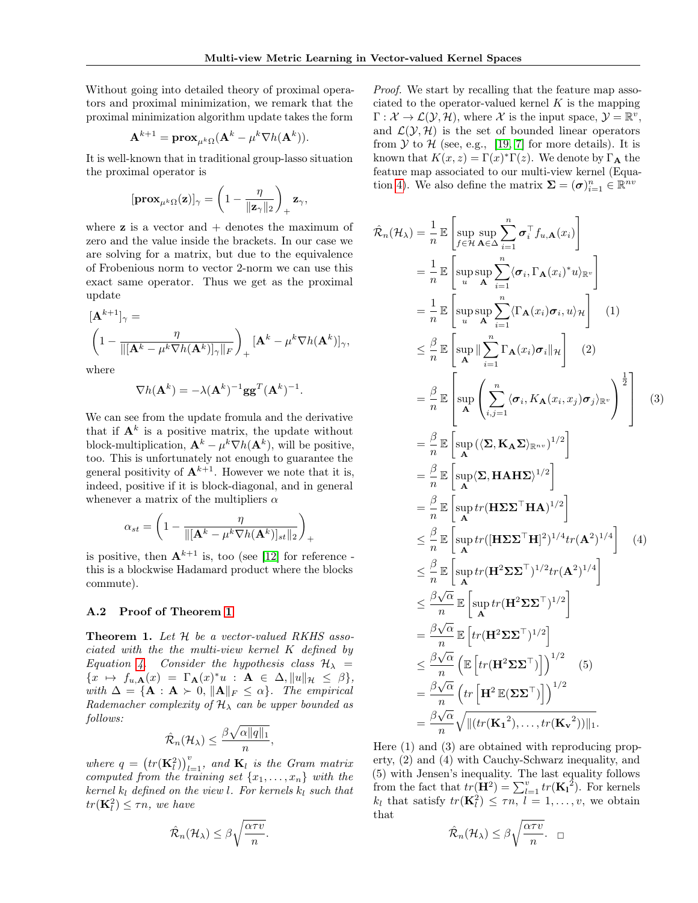Without going into detailed theory of proximal operators and proximal minimization, we remark that the proximal minimization algorithm update takes the form

$$\mathbf{A}^{k+1} = \mathbf{prox}_{\mu^k \Omega}(\mathbf{A}^k - \mu^k \nabla h(\mathbf{A}^k)).$$

It is well-known that in traditional group-lasso situation the proximal operator is

$$[\mathbf{prox}_{\mu^k \Omega}(\mathbf{z})]_\gamma = \left(1 - \frac{\eta}{\|\mathbf{z}_\gamma\|_2}\right)_+ \mathbf{z}_\gamma,$$

where $\mathbf{z}$ is a vector and $+$ denotes the maximum of zero and the value inside the brackets. In our case we are solving for a matrix, but due to the equivalence of Frobenious norm to vector 2-norm we can use this exact same operator. Thus we get as the proximal update

$$[\mathbf{A}^{k+1}]_\gamma = \left(1 - \frac{\eta}{\|[\mathbf{A}^k - \mu^k \nabla h(\mathbf{A}^k)]_\gamma\|_F}\right)_+ [\mathbf{A}^k - \mu^k \nabla h(\mathbf{A}^k)]_\gamma,$$

where

$$\nabla h(\mathbf{A}^k) = -\lambda (\mathbf{A}^k)^{-1} \mathbf{g}\mathbf{g}^T (\mathbf{A}^k)^{-1}.$$

We can see from the update fromula and the derivative that if $\mathbf{A}^k$ is a positive matrix, the update without block-multiplication, $\mathbf{A}^k - \mu^k \nabla h(\mathbf{A}^k)$, will be positive, too. This is unfortunately not enough to guarantee the general positivity of $\mathbf{A}^{k+1}$. However we note that it is, indeed, positive if it is block-diagonal, and in general whenever a matrix of the multipliers $\alpha$

$$\alpha_{st} = \left(1 - \frac{\eta}{\|[\mathbf{A}^k - \mu^k \nabla h(\mathbf{A}^k)]_{st}\|_2}\right)_+$$

is positive, then $\mathbf{A}^{k+1}$ is, too (see [12] for reference - this is a blockwise Hadamard product where the blocks commute).

### A.2 Proof of Theorem 1

**Theorem 1.** *Let $\mathcal{H}$ be a vector-valued RKHS associated with the the multi-view kernel $K$ defined by Equation 4. Consider the hypothesis class $\mathcal{H}_\lambda = \{x \mapsto f_{u,\mathbf{A}}(x) = \Gamma_\mathbf{A}(x)^* u : \mathbf{A} \in \Delta, \|u\|_\mathcal{H} \leq \beta\}$, with $\Delta = \{\mathbf{A} : \mathbf{A} \succ 0, \|\mathbf{A}\|_F \leq \alpha\}$. The empirical Rademacher complexity of $\mathcal{H}_\lambda$ can be upper bounded as follows:*

$$\hat{\mathcal{R}}_n(\mathcal{H}_\lambda) \leq \frac{\beta\sqrt{\alpha \|q\|_1}}{n},$$

*where $q = \left(tr(\mathbf{K}_l^2)\right)_{l=1}^v$, and $\mathbf{K}_l$ is the Gram matrix computed from the training set $\{x_1, \ldots, x_n\}$ with the kernel $k_l$ defined on the view $l$. For kernels $k_l$ such that $tr(\mathbf{K}_l^2) \leq \tau n$, we have*

$$\hat{\mathcal{R}}_n(\mathcal{H}_\lambda) \leq \beta\sqrt{\frac{\alpha\tau v}{n}}.$$

*Proof.* We start by recalling that the feature map associated to the operator-valued kernel $K$ is the mapping $\Gamma : \mathcal{X} \to \mathcal{L}(\mathcal{Y}, \mathcal{H})$, where $\mathcal{X}$ is the input space, $\mathcal{Y} = \mathbb{R}^v$, and $\mathcal{L}(\mathcal{Y}, \mathcal{H})$ is the set of bounded linear operators from $\mathcal{Y}$ to $\mathcal{H}$ (see, e.g., [19, 7] for more details). It is known that $K(x, z) = \Gamma(x)^*\Gamma(z)$. We denote by $\Gamma_\mathbf{A}$ the feature map associated to our multi-view kernel (Equation 4). We also define the matrix $\mathbf{\Sigma} = (\boldsymbol{\sigma})_{i=1}^n \in \mathbb{R}^{nv}$

$$\begin{aligned}
\hat{\mathcal{R}}_n(\mathcal{H}_\lambda) &= \frac{1}{n}\mathbb{E}\left[\sup_{f \in \mathcal{H}} \sup_{\mathbf{A} \in \Delta} \sum_{i=1}^n \boldsymbol{\sigma}_i^\top f_{u,\mathbf{A}}(x_i)\right] \\
&= \frac{1}{n}\mathbb{E}\left[\sup_u \sup_\mathbf{A} \sum_{i=1}^n \langle \boldsymbol{\sigma}_i, \Gamma_\mathbf{A}(x_i)^* u\rangle_{\mathbb{R}^v}\right] \\
&= \frac{1}{n}\mathbb{E}\left[\sup_u \sup_\mathbf{A} \sum_{i=1}^n \langle \Gamma_\mathbf{A}(x_i)\boldsymbol{\sigma}_i, u\rangle_\mathcal{H}\right] \quad (1) \\
&\leq \frac{\beta}{n}\mathbb{E}\left[\sup_\mathbf{A} \|\sum_{i=1}^n \Gamma_\mathbf{A}(x_i)\boldsymbol{\sigma}_i\|_\mathcal{H}\right] \quad (2) \\
&= \frac{\beta}{n}\mathbb{E}\left[\sup_\mathbf{A} \left(\sum_{i,j=1}^n \langle \boldsymbol{\sigma}_i, K_\mathbf{A}(x_i, x_j)\boldsymbol{\sigma}_j\rangle_{\mathbb{R}^v}\right)^{\frac{1}{2}}\right] \quad (3) \\
&= \frac{\beta}{n}\mathbb{E}\left[\sup_\mathbf{A} (\langle \mathbf{\Sigma}, \mathbf{K_A \Sigma}\rangle_{\mathbb{R}^{nv}})^{1/2}\right] \\
&= \frac{\beta}{n}\mathbb{E}\left[\sup_\mathbf{A} \langle \mathbf{\Sigma}, \mathbf{HAH\Sigma}\rangle^{1/2}\right] \\
&= \frac{\beta}{n}\mathbb{E}\left[\sup_\mathbf{A} tr(\mathbf{H\Sigma\Sigma}^\top \mathbf{HA})^{1/2}\right] \\
&\leq \frac{\beta}{n}\mathbb{E}\left[\sup_\mathbf{A} tr([\mathbf{H\Sigma\Sigma}^\top \mathbf{H}]^2)^{1/4} tr(\mathbf{A}^2)^{1/4}\right] \quad (4) \\
&\leq \frac{\beta}{n}\mathbb{E}\left[\sup_\mathbf{A} tr(\mathbf{H}^2 \mathbf{\Sigma\Sigma}^\top)^{1/2} tr(\mathbf{A}^2)^{1/4}\right] \\
&\leq \frac{\beta\sqrt{\alpha}}{n}\mathbb{E}\left[\sup_\mathbf{A} tr(\mathbf{H}^2 \mathbf{\Sigma\Sigma}^\top)^{1/2}\right] \\
&= \frac{\beta\sqrt{\alpha}}{n}\mathbb{E}\left[tr(\mathbf{H}^2 \mathbf{\Sigma\Sigma}^\top)^{1/2}\right] \\
&\leq \frac{\beta\sqrt{\alpha}}{n}\left(\mathbb{E}\left[tr(\mathbf{H}^2 \mathbf{\Sigma\Sigma}^\top)\right]\right)^{1/2} \quad (5) \\
&= \frac{\beta\sqrt{\alpha}}{n}\left(tr\left[\mathbf{H}^2\,\mathbb{E}(\mathbf{\Sigma\Sigma}^\top)\right]\right)^{1/2} \\
&= \frac{\beta\sqrt{\alpha}}{n}\sqrt{\|(tr(\mathbf{K_1}^2), \ldots, tr(\mathbf{K_v}^2))\|_1}.
\end{aligned}$$

Here (1) and (3) are obtained with reproducing property, (2) and (4) with Cauchy-Schwarz inequality, and (5) with Jensen's inequality. The last equality follows from the fact that $tr(\mathbf{H}^2) = \sum_{l=1}^v tr(\mathbf{K_l}^2)$. For kernels $k_l$ that satisfy $tr(\mathbf{K}_l^2) \leq \tau n$, $l = 1, \ldots, v$, we obtain that

$$\hat{\mathcal{R}}_n(\mathcal{H}_\lambda) \leq \beta\sqrt{\frac{\alpha\tau v}{n}}. \quad \square$$